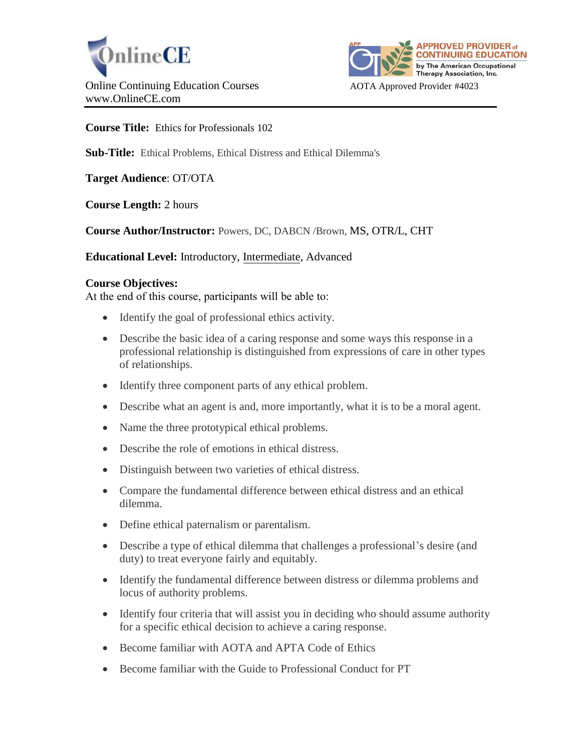OnlineCE

Online Continuing Education Courses
www.OnlineCE.com

APPROVED PROVIDER of CONTINUING EDUCATION by The American Occupational Therapy Association, Inc.

AOTA Approved Provider #4023

**Course Title:** Ethics for Professionals 102

**Sub-Title:** Ethical Problems, Ethical Distress and Ethical Dilemma's

**Target Audience**: OT/OTA

**Course Length:** 2 hours

**Course Author/Instructor:** Powers, DC, DABCN /Brown, MS, OTR/L, CHT

**Educational Level:** Introductory, Intermediate, Advanced

**Course Objectives:**
At the end of this course, participants will be able to:

- Identify the goal of professional ethics activity.
- Describe the basic idea of a caring response and some ways this response in a professional relationship is distinguished from expressions of care in other types of relationships.
- Identify three component parts of any ethical problem.
- Describe what an agent is and, more importantly, what it is to be a moral agent.
- Name the three prototypical ethical problems.
- Describe the role of emotions in ethical distress.
- Distinguish between two varieties of ethical distress.
- Compare the fundamental difference between ethical distress and an ethical dilemma.
- Define ethical paternalism or parentalism.
- Describe a type of ethical dilemma that challenges a professional's desire (and duty) to treat everyone fairly and equitably.
- Identify the fundamental difference between distress or dilemma problems and locus of authority problems.
- Identify four criteria that will assist you in deciding who should assume authority for a specific ethical decision to achieve a caring response.
- Become familiar with AOTA and APTA Code of Ethics
- Become familiar with the Guide to Professional Conduct for PT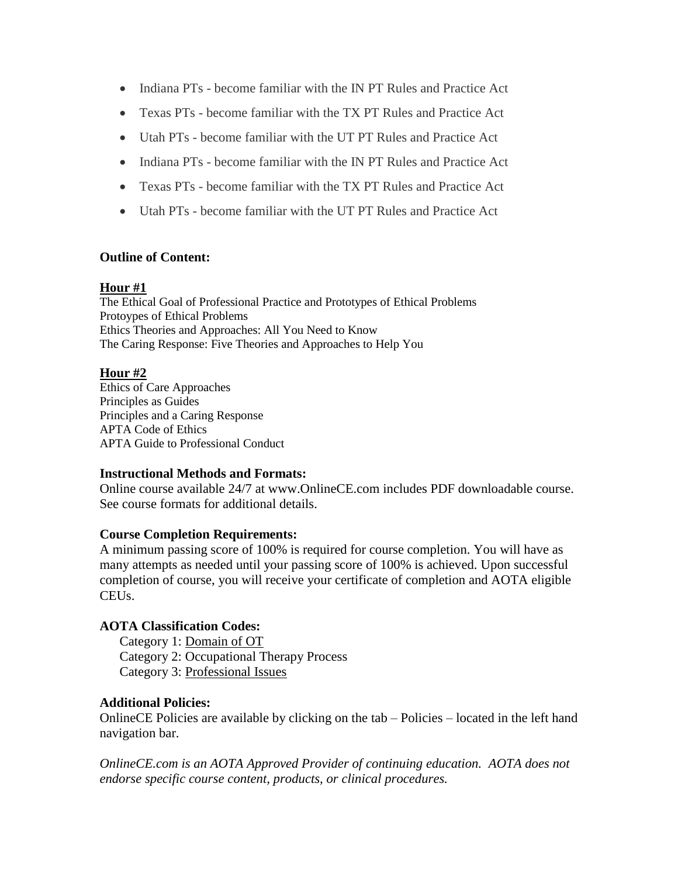- Indiana PTs - become familiar with the IN PT Rules and Practice Act
- Texas PTs - become familiar with the TX PT Rules and Practice Act
- Utah PTs - become familiar with the UT PT Rules and Practice Act
- Indiana PTs - become familiar with the IN PT Rules and Practice Act
- Texas PTs - become familiar with the TX PT Rules and Practice Act
- Utah PTs - become familiar with the UT PT Rules and Practice Act

**Outline of Content:**

**Hour #1**

The Ethical Goal of Professional Practice and Prototypes of Ethical Problems
Protoypes of Ethical Problems
Ethics Theories and Approaches: All You Need to Know
The Caring Response: Five Theories and Approaches to Help You

**Hour #2**

Ethics of Care Approaches
Principles as Guides
Principles and a Caring Response
APTA Code of Ethics
APTA Guide to Professional Conduct

**Instructional Methods and Formats:**

Online course available 24/7 at www.OnlineCE.com includes PDF downloadable course. See course formats for additional details.

**Course Completion Requirements:**

A minimum passing score of 100% is required for course completion. You will have as many attempts as needed until your passing score of 100% is achieved. Upon successful completion of course, you will receive your certificate of completion and AOTA eligible CEUs.

**AOTA Classification Codes:**

Category 1: Domain of OT
Category 2: Occupational Therapy Process
Category 3: Professional Issues

**Additional Policies:**

OnlineCE Policies are available by clicking on the tab – Policies – located in the left hand navigation bar.

*OnlineCE.com is an AOTA Approved Provider of continuing education. AOTA does not endorse specific course content, products, or clinical procedures.*